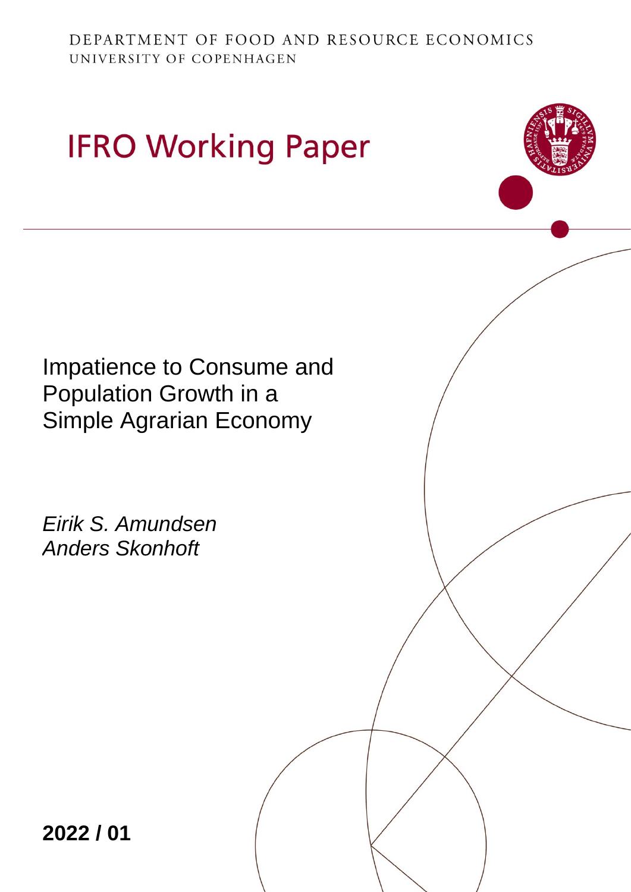DEPARTMENT OF FOOD AND RESOURCE ECONOMICS
UNIVERSITY OF COPENHAGEN

# IFRO Working Paper

## Impatience to Consume and Population Growth in a Simple Agrarian Economy

*Eirik S. Amundsen*
*Anders Skonhoft*

**2022 / 01**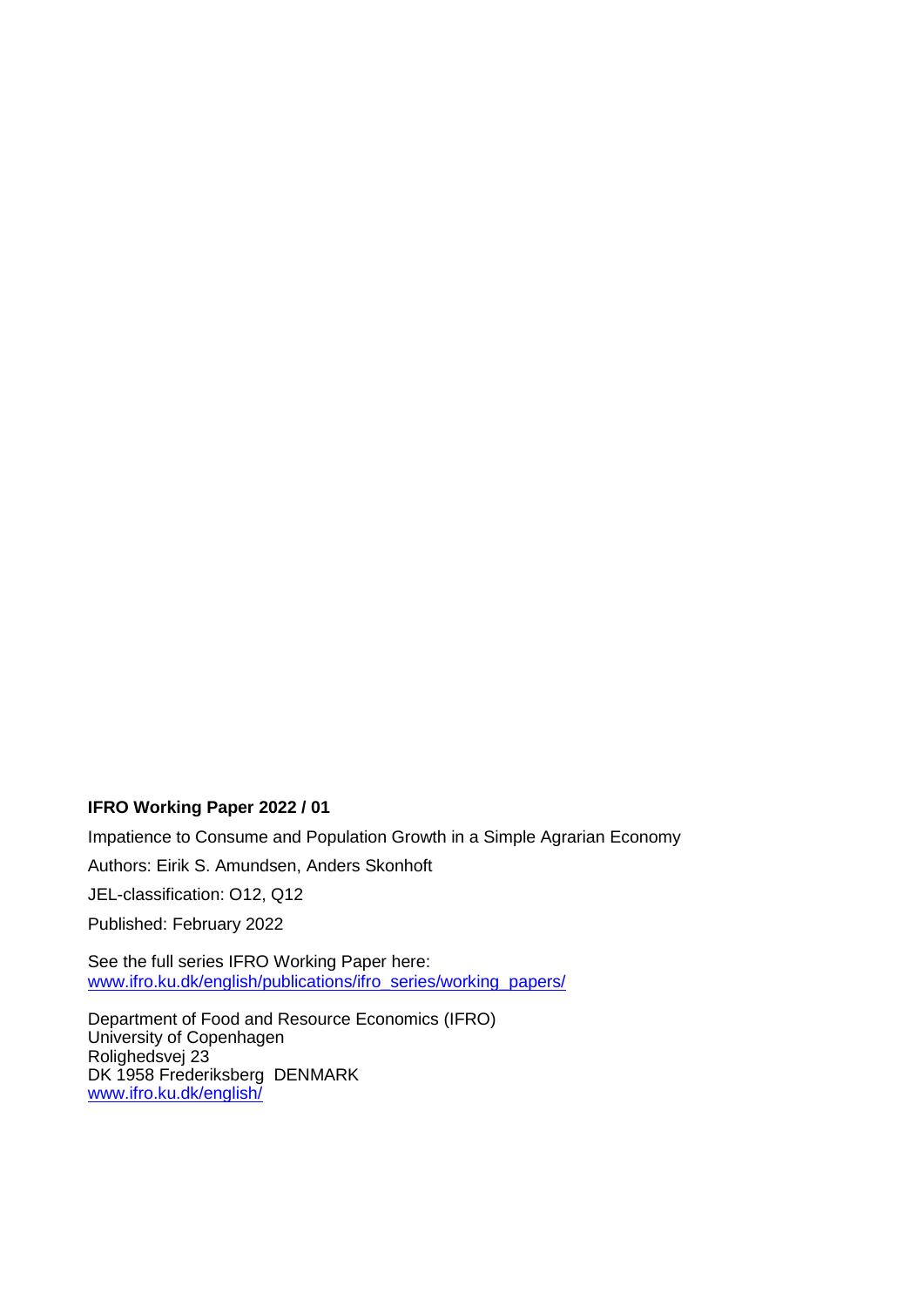**IFRO Working Paper 2022 / 01**

Impatience to Consume and Population Growth in a Simple Agrarian Economy

Authors: Eirik S. Amundsen, Anders Skonhoft

JEL-classification: O12, Q12

Published: February 2022

See the full series IFRO Working Paper here:
[www.ifro.ku.dk/english/publications/ifro_series/working_papers/](www.ifro.ku.dk/english/publications/ifro_series/working_papers/)

Department of Food and Resource Economics (IFRO)
University of Copenhagen
Rolighedsvej 23
DK 1958 Frederiksberg DENMARK
[www.ifro.ku.dk/english/](www.ifro.ku.dk/english/)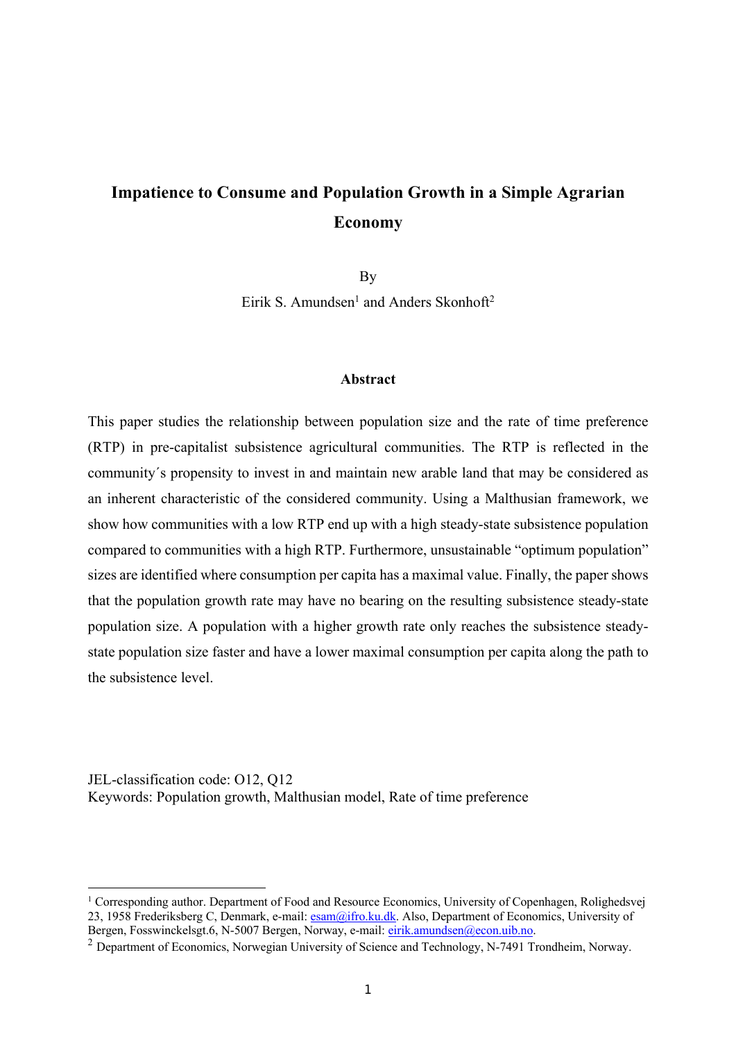# Impatience to Consume and Population Growth in a Simple Agrarian Economy

By

Eirik S. Amundsen[1] and Anders Skonhoft[2]

### Abstract

This paper studies the relationship between population size and the rate of time preference (RTP) in pre-capitalist subsistence agricultural communities. The RTP is reflected in the community´s propensity to invest in and maintain new arable land that may be considered as an inherent characteristic of the considered community. Using a Malthusian framework, we show how communities with a low RTP end up with a high steady-state subsistence population compared to communities with a high RTP. Furthermore, unsustainable "optimum population" sizes are identified where consumption per capita has a maximal value. Finally, the paper shows that the population growth rate may have no bearing on the resulting subsistence steady-state population size. A population with a higher growth rate only reaches the subsistence steady-state population size faster and have a lower maximal consumption per capita along the path to the subsistence level.

JEL-classification code: O12, Q12

Keywords: Population growth, Malthusian model, Rate of time preference

---

[1] Corresponding author. Department of Food and Resource Economics, University of Copenhagen, Rolighedsvej 23, 1958 Frederiksberg C, Denmark, e-mail: esam@ifro.ku.dk. Also, Department of Economics, University of Bergen, Fosswinckelsgt.6, N-5007 Bergen, Norway, e-mail: eirik.amundsen@econ.uib.no.

[2] Department of Economics, Norwegian University of Science and Technology, N-7491 Trondheim, Norway.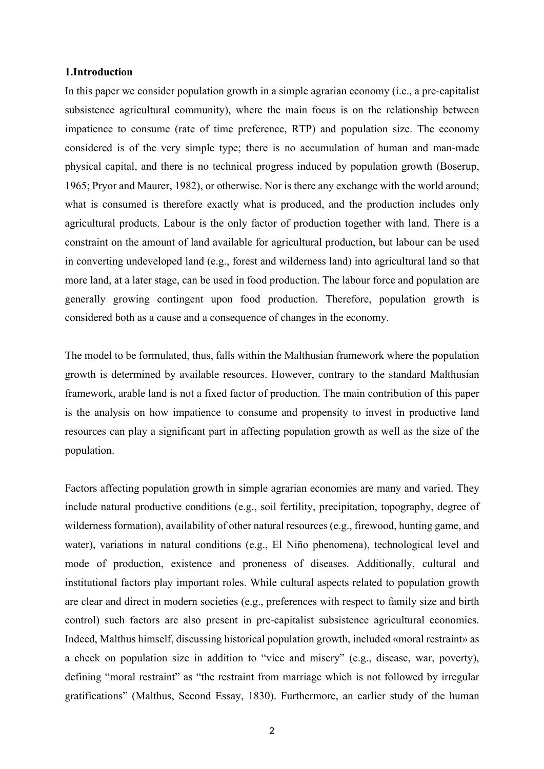## 1.Introduction

In this paper we consider population growth in a simple agrarian economy (i.e., a pre-capitalist subsistence agricultural community), where the main focus is on the relationship between impatience to consume (rate of time preference, RTP) and population size. The economy considered is of the very simple type; there is no accumulation of human and man-made physical capital, and there is no technical progress induced by population growth (Boserup, 1965; Pryor and Maurer, 1982), or otherwise. Nor is there any exchange with the world around; what is consumed is therefore exactly what is produced, and the production includes only agricultural products. Labour is the only factor of production together with land. There is a constraint on the amount of land available for agricultural production, but labour can be used in converting undeveloped land (e.g., forest and wilderness land) into agricultural land so that more land, at a later stage, can be used in food production. The labour force and population are generally growing contingent upon food production. Therefore, population growth is considered both as a cause and a consequence of changes in the economy.

The model to be formulated, thus, falls within the Malthusian framework where the population growth is determined by available resources. However, contrary to the standard Malthusian framework, arable land is not a fixed factor of production. The main contribution of this paper is the analysis on how impatience to consume and propensity to invest in productive land resources can play a significant part in affecting population growth as well as the size of the population.

Factors affecting population growth in simple agrarian economies are many and varied. They include natural productive conditions (e.g., soil fertility, precipitation, topography, degree of wilderness formation), availability of other natural resources (e.g., firewood, hunting game, and water), variations in natural conditions (e.g., El Niño phenomena), technological level and mode of production, existence and proneness of diseases. Additionally, cultural and institutional factors play important roles. While cultural aspects related to population growth are clear and direct in modern societies (e.g., preferences with respect to family size and birth control) such factors are also present in pre-capitalist subsistence agricultural economies. Indeed, Malthus himself, discussing historical population growth, included «moral restraint» as a check on population size in addition to "vice and misery" (e.g., disease, war, poverty), defining "moral restraint" as "the restraint from marriage which is not followed by irregular gratifications" (Malthus, Second Essay, 1830). Furthermore, an earlier study of the human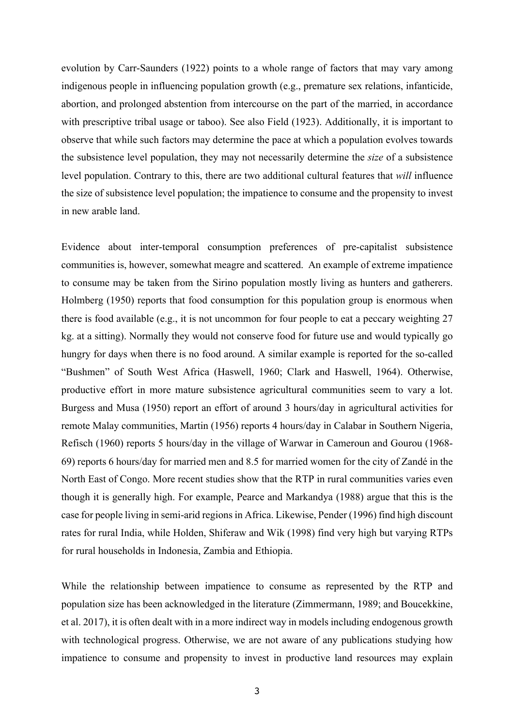evolution by Carr-Saunders (1922) points to a whole range of factors that may vary among indigenous people in influencing population growth (e.g., premature sex relations, infanticide, abortion, and prolonged abstention from intercourse on the part of the married, in accordance with prescriptive tribal usage or taboo). See also Field (1923). Additionally, it is important to observe that while such factors may determine the pace at which a population evolves towards the subsistence level population, they may not necessarily determine the *size* of a subsistence level population. Contrary to this, there are two additional cultural features that *will* influence the size of subsistence level population; the impatience to consume and the propensity to invest in new arable land.

Evidence about inter-temporal consumption preferences of pre-capitalist subsistence communities is, however, somewhat meagre and scattered. An example of extreme impatience to consume may be taken from the Sirino population mostly living as hunters and gatherers. Holmberg (1950) reports that food consumption for this population group is enormous when there is food available (e.g., it is not uncommon for four people to eat a peccary weighting 27 kg. at a sitting). Normally they would not conserve food for future use and would typically go hungry for days when there is no food around. A similar example is reported for the so-called "Bushmen" of South West Africa (Haswell, 1960; Clark and Haswell, 1964). Otherwise, productive effort in more mature subsistence agricultural communities seem to vary a lot. Burgess and Musa (1950) report an effort of around 3 hours/day in agricultural activities for remote Malay communities, Martin (1956) reports 4 hours/day in Calabar in Southern Nigeria, Refisch (1960) reports 5 hours/day in the village of Warwar in Cameroun and Gourou (1968-69) reports 6 hours/day for married men and 8.5 for married women for the city of Zandé in the North East of Congo. More recent studies show that the RTP in rural communities varies even though it is generally high. For example, Pearce and Markandya (1988) argue that this is the case for people living in semi-arid regions in Africa. Likewise, Pender (1996) find high discount rates for rural India, while Holden, Shiferaw and Wik (1998) find very high but varying RTPs for rural households in Indonesia, Zambia and Ethiopia.

While the relationship between impatience to consume as represented by the RTP and population size has been acknowledged in the literature (Zimmermann, 1989; and Boucekkine, et al. 2017), it is often dealt with in a more indirect way in models including endogenous growth with technological progress. Otherwise, we are not aware of any publications studying how impatience to consume and propensity to invest in productive land resources may explain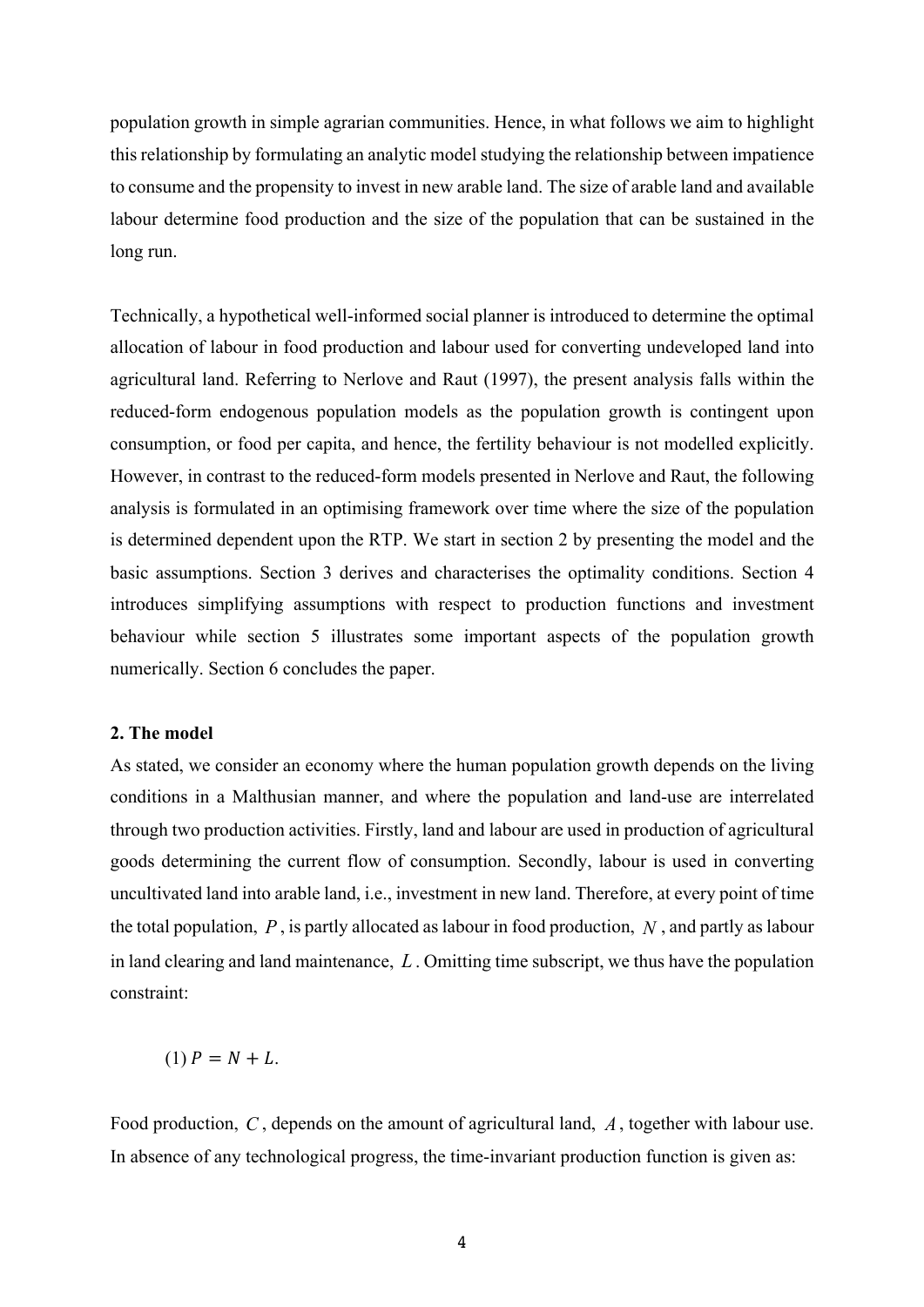population growth in simple agrarian communities. Hence, in what follows we aim to highlight this relationship by formulating an analytic model studying the relationship between impatience to consume and the propensity to invest in new arable land. The size of arable land and available labour determine food production and the size of the population that can be sustained in the long run.

Technically, a hypothetical well-informed social planner is introduced to determine the optimal allocation of labour in food production and labour used for converting undeveloped land into agricultural land. Referring to Nerlove and Raut (1997), the present analysis falls within the reduced-form endogenous population models as the population growth is contingent upon consumption, or food per capita, and hence, the fertility behaviour is not modelled explicitly. However, in contrast to the reduced-form models presented in Nerlove and Raut, the following analysis is formulated in an optimising framework over time where the size of the population is determined dependent upon the RTP. We start in section 2 by presenting the model and the basic assumptions. Section 3 derives and characterises the optimality conditions. Section 4 introduces simplifying assumptions with respect to production functions and investment behaviour while section 5 illustrates some important aspects of the population growth numerically. Section 6 concludes the paper.

## 2. The model

As stated, we consider an economy where the human population growth depends on the living conditions in a Malthusian manner, and where the population and land-use are interrelated through two production activities. Firstly, land and labour are used in production of agricultural goods determining the current flow of consumption. Secondly, labour is used in converting uncultivated land into arable land, i.e., investment in new land. Therefore, at every point of time the total population, $P$, is partly allocated as labour in food production, $N$, and partly as labour in land clearing and land maintenance, $L$. Omitting time subscript, we thus have the population constraint:

$$(1)\ P = N + L.$$

Food production, $C$, depends on the amount of agricultural land, $A$, together with labour use. In absence of any technological progress, the time-invariant production function is given as: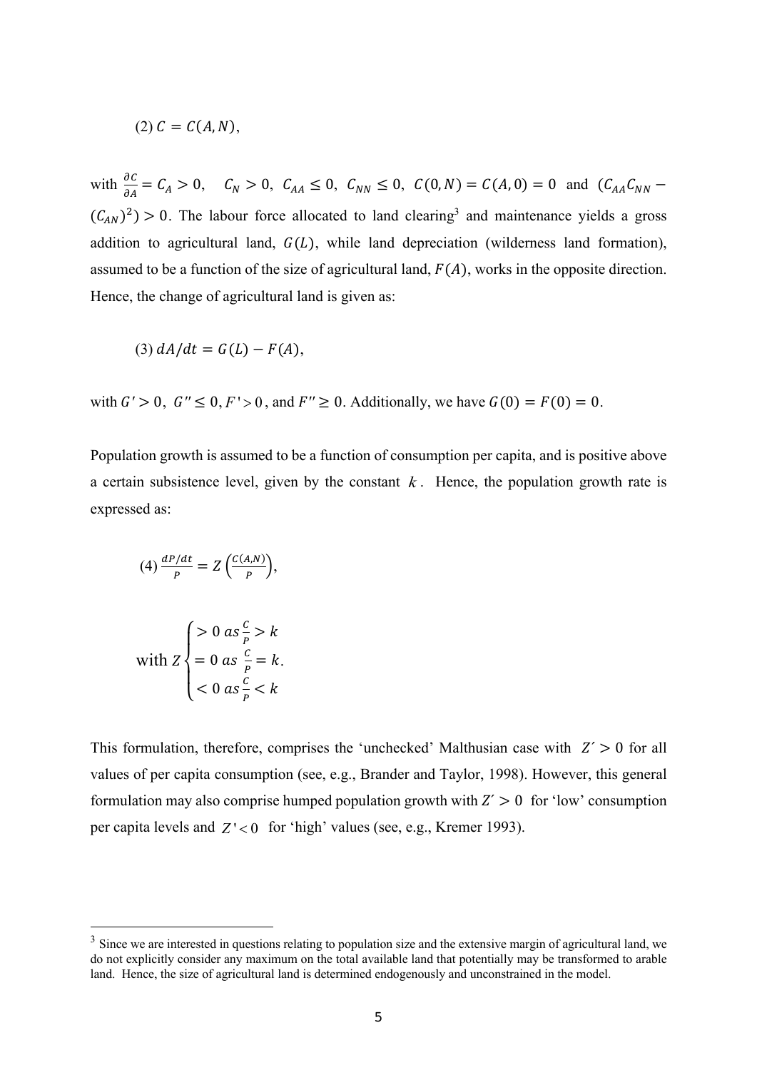$$(2)\ C = C(A, N),$$

with $\frac{\partial C}{\partial A} = C_A > 0, \quad C_N > 0,\ C_{AA} \leq 0,\ C_{NN} \leq 0,\ C(0, N) = C(A, 0) = 0$ and $(C_{AA}C_{NN} - (C_{AN})^2) > 0$. The labour force allocated to land clearing[3] and maintenance yields a gross addition to agricultural land, $G(L)$, while land depreciation (wilderness land formation), assumed to be a function of the size of agricultural land, $F(A)$, works in the opposite direction. Hence, the change of agricultural land is given as:

$$(3)\ dA/dt = G(L) - F(A),$$

with $G' > 0,\ G'' \leq 0, F' > 0$, and $F'' \geq 0$. Additionally, we have $G(0) = F(0) = 0$.

Population growth is assumed to be a function of consumption per capita, and is positive above a certain subsistence level, given by the constant $k$. Hence, the population growth rate is expressed as:

$$(4)\ \frac{dP/dt}{P} = Z\left(\frac{C(A,N)}{P}\right),$$

$$\text{with } Z \begin{cases} > 0 \ as \frac{C}{P} > k \\ = 0 \ as \ \frac{C}{P} = k. \\ < 0 \ as \frac{C}{P} < k \end{cases}$$

This formulation, therefore, comprises the 'unchecked' Malthusian case with $Z' > 0$ for all values of per capita consumption (see, e.g., Brander and Taylor, 1998). However, this general formulation may also comprise humped population growth with $Z' > 0$ for 'low' consumption per capita levels and $Z' < 0$ for 'high' values (see, e.g., Kremer 1993).

---

[3] Since we are interested in questions relating to population size and the extensive margin of agricultural land, we do not explicitly consider any maximum on the total available land that potentially may be transformed to arable land. Hence, the size of agricultural land is determined endogenously and unconstrained in the model.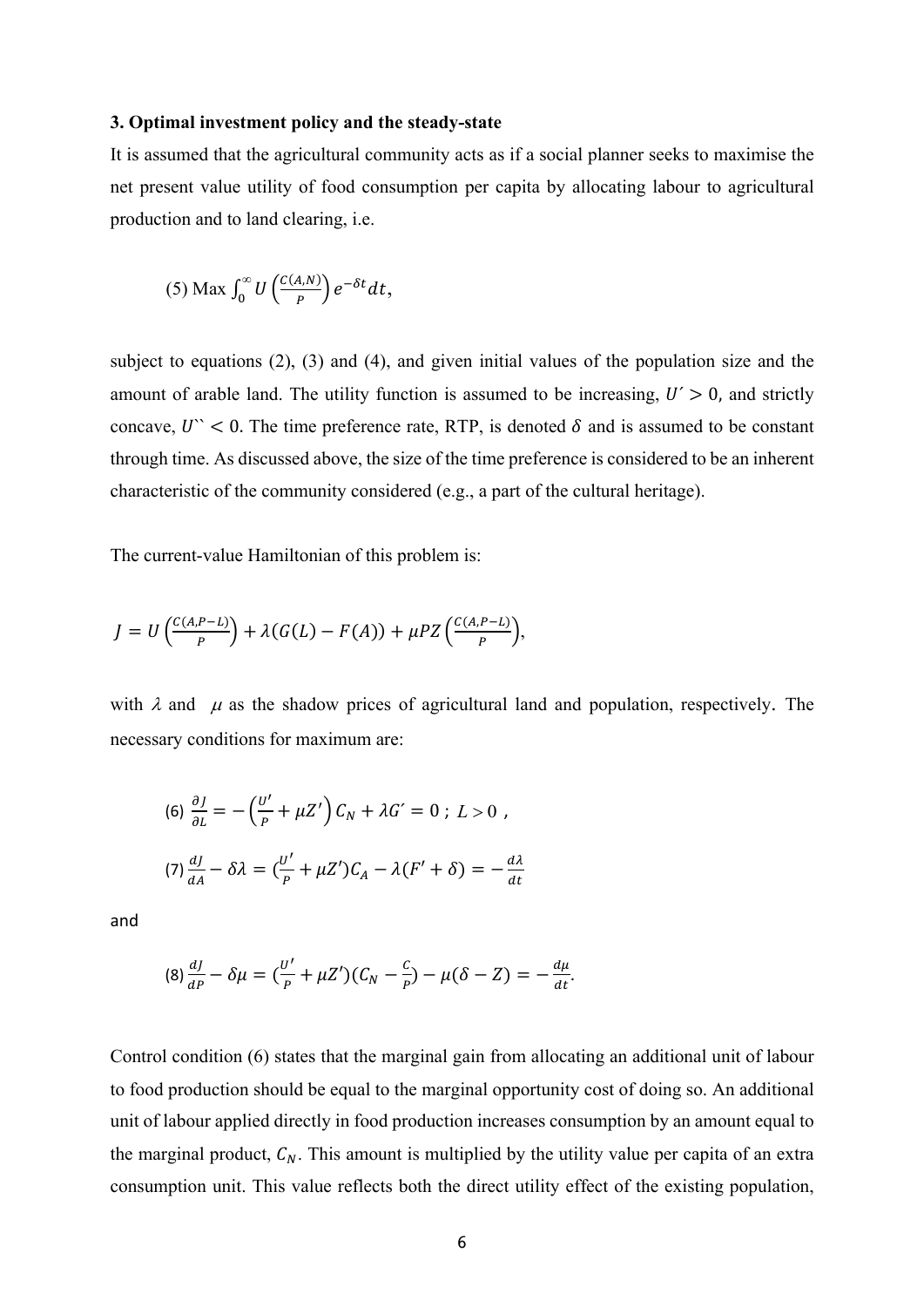### 3. Optimal investment policy and the steady-state

It is assumed that the agricultural community acts as if a social planner seeks to maximise the net present value utility of food consumption per capita by allocating labour to agricultural production and to land clearing, i.e.

$$\text{(5) Max} \int_0^\infty U\left(\frac{C(A,N)}{P}\right) e^{-\delta t} dt,$$

subject to equations (2), (3) and (4), and given initial values of the population size and the amount of arable land. The utility function is assumed to be increasing, $U' > 0$, and strictly concave, $U'' < 0$. The time preference rate, RTP, is denoted $\delta$ and is assumed to be constant through time. As discussed above, the size of the time preference is considered to be an inherent characteristic of the community considered (e.g., a part of the cultural heritage).

The current-value Hamiltonian of this problem is:

$$J = U\left(\frac{C(A,P-L)}{P}\right) + \lambda(G(L) - F(A)) + \mu P Z\left(\frac{C(A,P-L)}{P}\right),$$

with $\lambda$ and $\mu$ as the shadow prices of agricultural land and population, respectively. The necessary conditions for maximum are:

$$\text{(6)} \ \frac{\partial J}{\partial L} = -\left(\frac{U'}{P} + \mu Z'\right) C_N + \lambda G' = 0 \ ; \ L > 0 \ ,$$

$$\text{(7)} \ \frac{dJ}{dA} - \delta\lambda = \left(\frac{U'}{P} + \mu Z'\right) C_A - \lambda(F' + \delta) = -\frac{d\lambda}{dt}$$

and

$$\text{(8)} \ \frac{dJ}{dP} - \delta\mu = \left(\frac{U'}{P} + \mu Z'\right)\left(C_N - \frac{C}{P}\right) - \mu(\delta - Z) = -\frac{d\mu}{dt}.$$

Control condition (6) states that the marginal gain from allocating an additional unit of labour to food production should be equal to the marginal opportunity cost of doing so. An additional unit of labour applied directly in food production increases consumption by an amount equal to the marginal product, $C_N$. This amount is multiplied by the utility value per capita of an extra consumption unit. This value reflects both the direct utility effect of the existing population,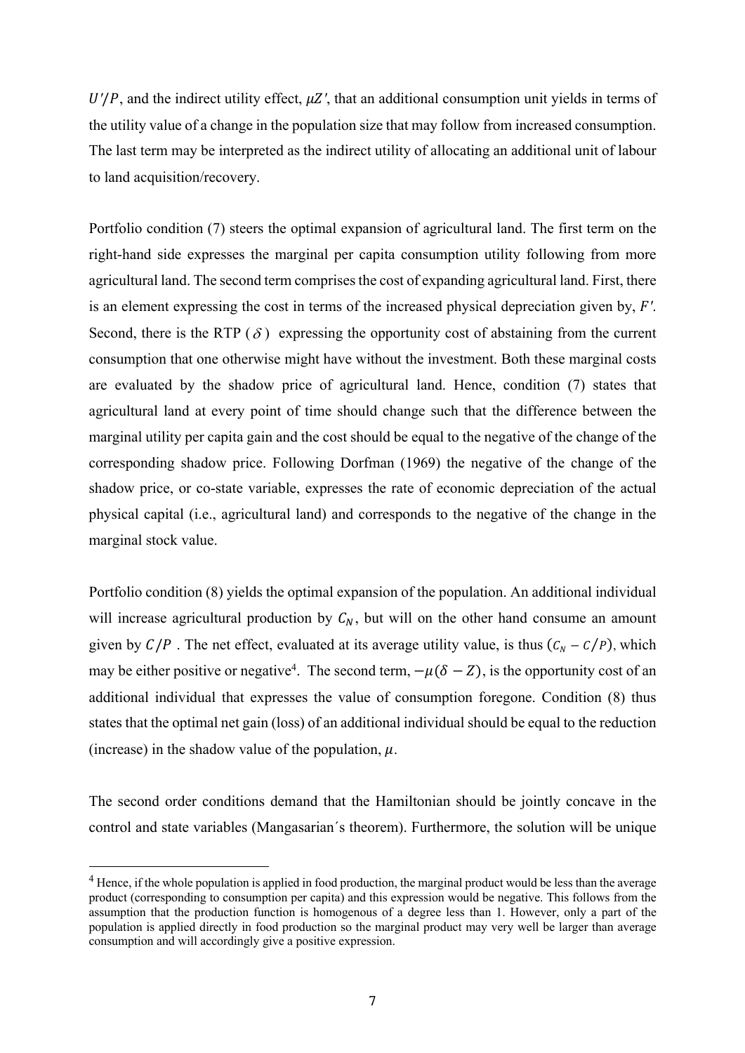$U'/P$, and the indirect utility effect, $\mu Z'$, that an additional consumption unit yields in terms of the utility value of a change in the population size that may follow from increased consumption. The last term may be interpreted as the indirect utility of allocating an additional unit of labour to land acquisition/recovery.

Portfolio condition (7) steers the optimal expansion of agricultural land. The first term on the right-hand side expresses the marginal per capita consumption utility following from more agricultural land. The second term comprises the cost of expanding agricultural land. First, there is an element expressing the cost in terms of the increased physical depreciation given by, $F'$. Second, there is the RTP ($\delta$) expressing the opportunity cost of abstaining from the current consumption that one otherwise might have without the investment. Both these marginal costs are evaluated by the shadow price of agricultural land. Hence, condition (7) states that agricultural land at every point of time should change such that the difference between the marginal utility per capita gain and the cost should be equal to the negative of the change of the corresponding shadow price. Following Dorfman (1969) the negative of the change of the shadow price, or co-state variable, expresses the rate of economic depreciation of the actual physical capital (i.e., agricultural land) and corresponds to the negative of the change in the marginal stock value.

Portfolio condition (8) yields the optimal expansion of the population. An additional individual will increase agricultural production by $C_N$, but will on the other hand consume an amount given by $C/P$. The net effect, evaluated at its average utility value, is thus $(C_N - C/P)$, which may be either positive or negative[4]. The second term, $-\mu(\delta - Z)$, is the opportunity cost of an additional individual that expresses the value of consumption foregone. Condition (8) thus states that the optimal net gain (loss) of an additional individual should be equal to the reduction (increase) in the shadow value of the population, $\mu$.

The second order conditions demand that the Hamiltonian should be jointly concave in the control and state variables (Mangasarian´s theorem). Furthermore, the solution will be unique

[4] Hence, if the whole population is applied in food production, the marginal product would be less than the average product (corresponding to consumption per capita) and this expression would be negative. This follows from the assumption that the production function is homogenous of a degree less than 1. However, only a part of the population is applied directly in food production so the marginal product may very well be larger than average consumption and will accordingly give a positive expression.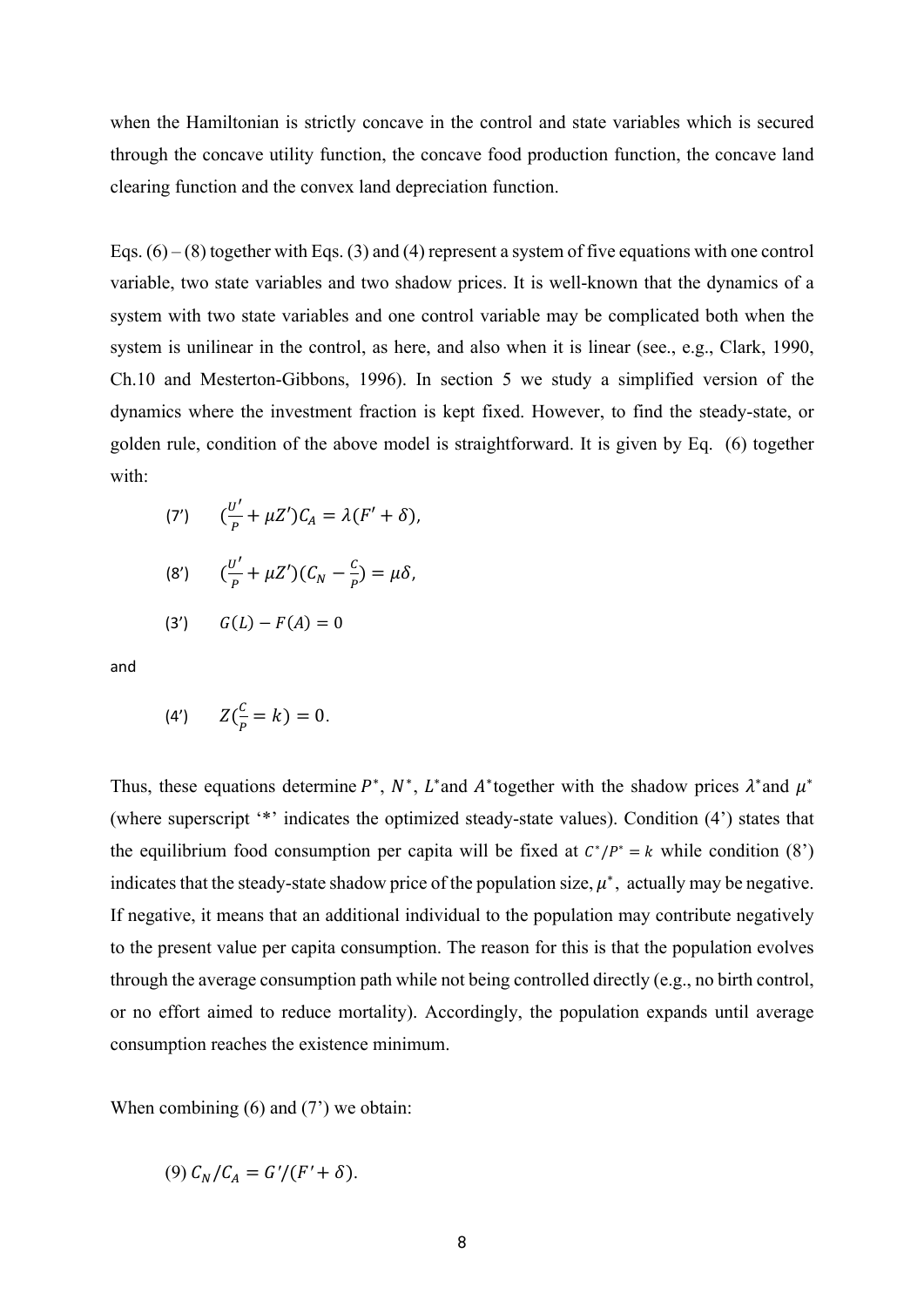when the Hamiltonian is strictly concave in the control and state variables which is secured through the concave utility function, the concave food production function, the concave land clearing function and the convex land depreciation function.

Eqs. (6) – (8) together with Eqs. (3) and (4) represent a system of five equations with one control variable, two state variables and two shadow prices. It is well-known that the dynamics of a system with two state variables and one control variable may be complicated both when the system is unilinear in the control, as here, and also when it is linear (see., e.g., Clark, 1990, Ch.10 and Mesterton-Gibbons, 1996). In section 5 we study a simplified version of the dynamics where the investment fraction is kept fixed. However, to find the steady-state, or golden rule, condition of the above model is straightforward. It is given by Eq. (6) together with:

$$(7') \qquad \left(\frac{U'}{P} + \mu Z'\right)C_A = \lambda(F' + \delta),$$

$$(8') \qquad \left(\frac{U'}{P} + \mu Z'\right)\left(C_N - \frac{C}{P}\right) = \mu\delta,$$

$$(3') \qquad G(L) - F(A) = 0$$

and

$$(4') \qquad Z\left(\frac{C}{P} = k\right) = 0.$$

Thus, these equations determine $P^*$, $N^*$, $L^*$ and $A^*$ together with the shadow prices $\lambda^*$ and $\mu^*$ (where superscript '*' indicates the optimized steady-state values). Condition (4') states that the equilibrium food consumption per capita will be fixed at $C^*/P^* = k$ while condition (8') indicates that the steady-state shadow price of the population size, $\mu^*$, actually may be negative. If negative, it means that an additional individual to the population may contribute negatively to the present value per capita consumption. The reason for this is that the population evolves through the average consumption path while not being controlled directly (e.g., no birth control, or no effort aimed to reduce mortality). Accordingly, the population expands until average consumption reaches the existence minimum.

When combining (6) and (7') we obtain:

$$(9) \; C_N/C_A = G'/(F' + \delta).$$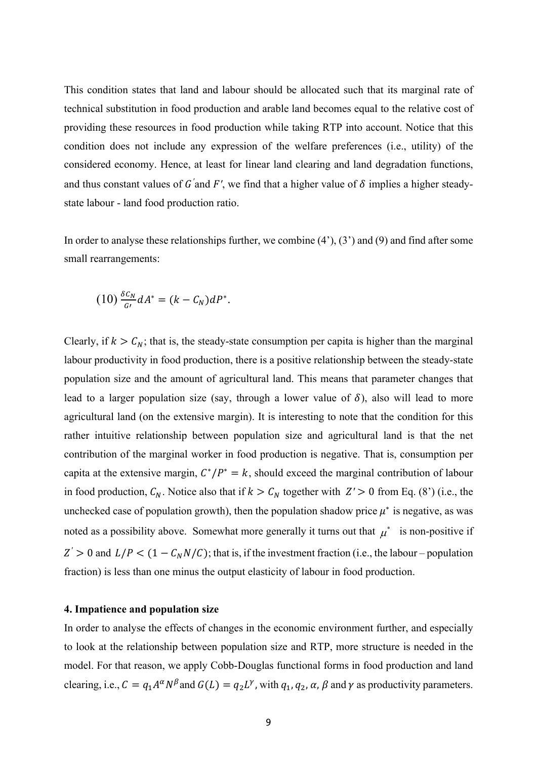This condition states that land and labour should be allocated such that its marginal rate of technical substitution in food production and arable land becomes equal to the relative cost of providing these resources in food production while taking RTP into account. Notice that this condition does not include any expression of the welfare preferences (i.e., utility) of the considered economy. Hence, at least for linear land clearing and land degradation functions, and thus constant values of $G'$and $F'$, we find that a higher value of $\delta$ implies a higher steady-state labour - land food production ratio.

In order to analyse these relationships further, we combine (4'), (3') and (9) and find after some small rearrangements:

$$(10)\ \frac{\delta C_N}{G'}dA^* = (k - C_N)dP^*.$$

Clearly, if $k > C_N$; that is, the steady-state consumption per capita is higher than the marginal labour productivity in food production, there is a positive relationship between the steady-state population size and the amount of agricultural land. This means that parameter changes that lead to a larger population size (say, through a lower value of $\delta$), also will lead to more agricultural land (on the extensive margin). It is interesting to note that the condition for this rather intuitive relationship between population size and agricultural land is that the net contribution of the marginal worker in food production is negative. That is, consumption per capita at the extensive margin, $C^*/P^* = k$, should exceed the marginal contribution of labour in food production, $C_N$. Notice also that if $k > C_N$ together with $Z' > 0$ from Eq. (8') (i.e., the unchecked case of population growth), then the population shadow price $\mu^*$ is negative, as was noted as a possibility above. Somewhat more generally it turns out that $\mu^*$ is non-positive if $Z' > 0$ and $L/P < (1 - C_N N/C)$; that is, if the investment fraction (i.e., the labour – population fraction) is less than one minus the output elasticity of labour in food production.

## 4. Impatience and population size

In order to analyse the effects of changes in the economic environment further, and especially to look at the relationship between population size and RTP, more structure is needed in the model. For that reason, we apply Cobb-Douglas functional forms in food production and land clearing, i.e., $C = q_1 A^\alpha N^\beta$ and $G(L) = q_2 L^\gamma$, with $q_1, q_2, \alpha, \beta$ and $\gamma$ as productivity parameters.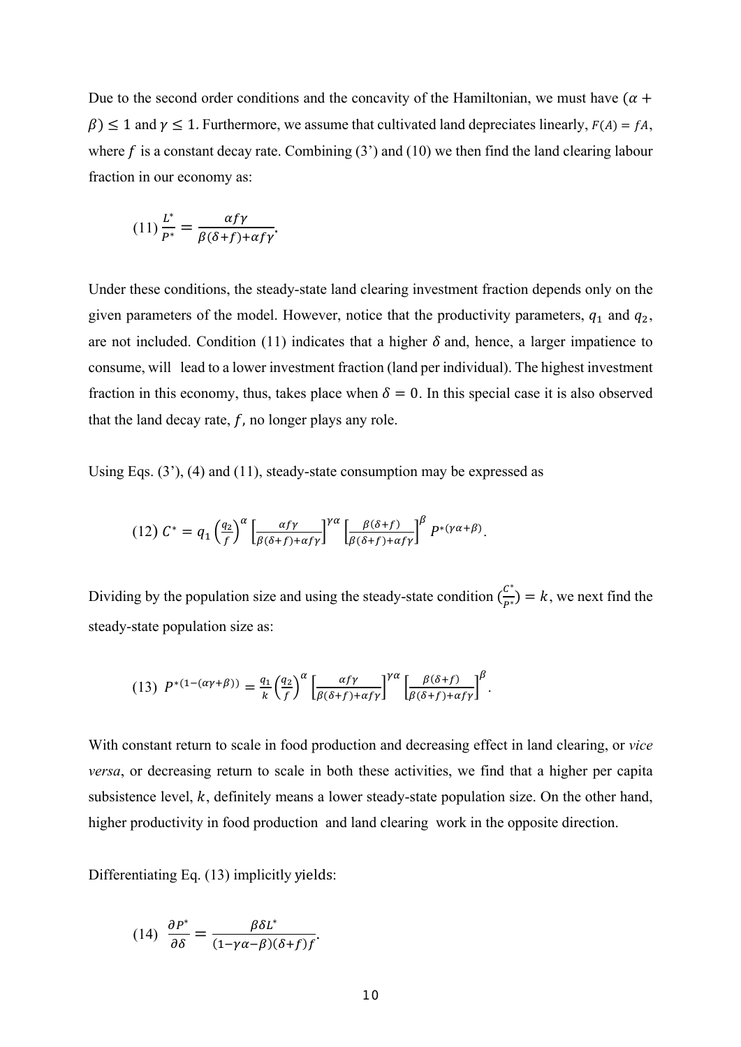Due to the second order conditions and the concavity of the Hamiltonian, we must have $(\alpha + \beta) \leq 1$ and $\gamma \leq 1$. Furthermore, we assume that cultivated land depreciates linearly, $F(A) = fA$, where $f$ is a constant decay rate. Combining (3') and (10) we then find the land clearing labour fraction in our economy as:

$$(11)\ \frac{L^*}{P^*} = \frac{\alpha f \gamma}{\beta(\delta + f) + \alpha f \gamma}.$$

Under these conditions, the steady-state land clearing investment fraction depends only on the given parameters of the model. However, notice that the productivity parameters, $q_1$ and $q_2$, are not included. Condition (11) indicates that a higher $\delta$ and, hence, a larger impatience to consume, will lead to a lower investment fraction (land per individual). The highest investment fraction in this economy, thus, takes place when $\delta = 0$. In this special case it is also observed that the land decay rate, $f$, no longer plays any role.

Using Eqs. (3'), (4) and (11), steady-state consumption may be expressed as

$$(12)\ C^* = q_1 \left(\frac{q_2}{f}\right)^{\alpha} \left[\frac{\alpha f \gamma}{\beta(\delta + f) + \alpha f \gamma}\right]^{\gamma\alpha} \left[\frac{\beta(\delta + f)}{\beta(\delta + f) + \alpha f \gamma}\right]^{\beta} P^{*(\gamma\alpha + \beta)}.$$

Dividing by the population size and using the steady-state condition $\left(\frac{C^*}{P^*}\right) = k$, we next find the steady-state population size as:

$$(13)\ P^{*(1-(\alpha\gamma + \beta))} = \frac{q_1}{k} \left(\frac{q_2}{f}\right)^{\alpha} \left[\frac{\alpha f \gamma}{\beta(\delta + f) + \alpha f \gamma}\right]^{\gamma\alpha} \left[\frac{\beta(\delta + f)}{\beta(\delta + f) + \alpha f \gamma}\right]^{\beta}.$$

With constant return to scale in food production and decreasing effect in land clearing, or *vice versa*, or decreasing return to scale in both these activities, we find that a higher per capita subsistence level, $k$, definitely means a lower steady-state population size. On the other hand, higher productivity in food production and land clearing work in the opposite direction.

Differentiating Eq. (13) implicitly yields:

$$(14)\ \frac{\partial P^*}{\partial \delta} = \frac{\beta \delta L^*}{(1 - \gamma\alpha - \beta)(\delta + f) f}.$$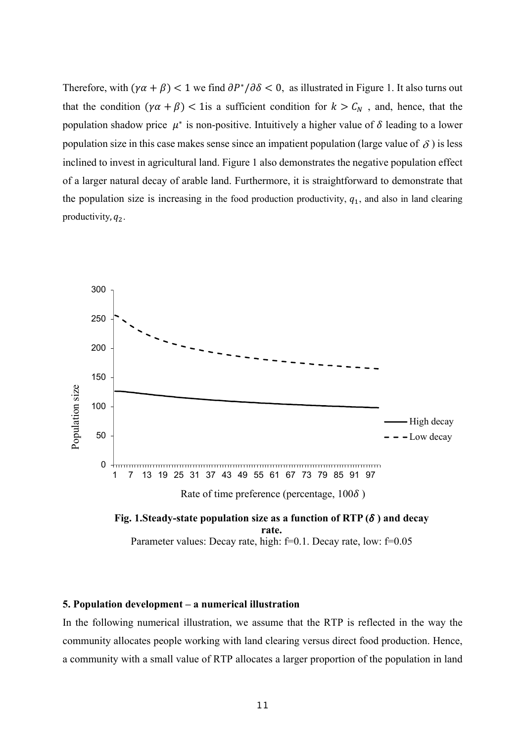Therefore, with $(\gamma\alpha + \beta) < 1$ we find $\partial P^*/\partial\delta < 0$, as illustrated in Figure 1. It also turns out that the condition $(\gamma\alpha + \beta) < 1$is a sufficient condition for $k > C_N$ , and, hence, that the population shadow price $\mu^*$ is non-positive. Intuitively a higher value of $\delta$ leading to a lower population size in this case makes sense since an impatient population (large value of $\delta$ ) is less inclined to invest in agricultural land. Figure 1 also demonstrates the negative population effect of a larger natural decay of arable land. Furthermore, it is straightforward to demonstrate that the population size is increasing in the food production productivity, $q_1$, and also in land clearing productivity, $q_2$.

**Fig. 1.Steady-state population size as a function of RTP ($\delta$ ) and decay rate.**
Parameter values: Decay rate, high: f=0.1. Decay rate, low: f=0.05

### 5. Population development – a numerical illustration

In the following numerical illustration, we assume that the RTP is reflected in the way the community allocates people working with land clearing versus direct food production. Hence, a community with a small value of RTP allocates a larger proportion of the population in land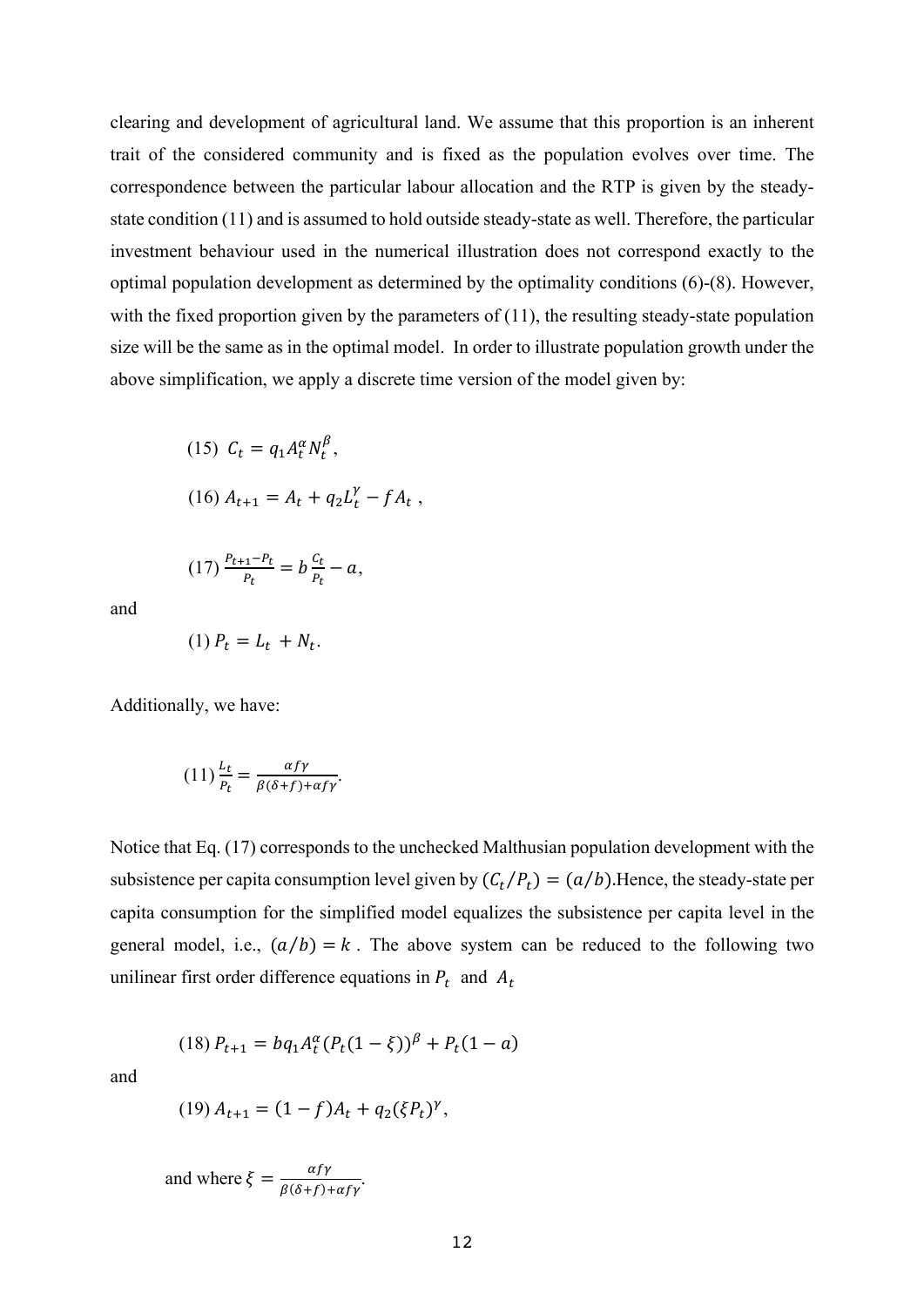clearing and development of agricultural land. We assume that this proportion is an inherent trait of the considered community and is fixed as the population evolves over time. The correspondence between the particular labour allocation and the RTP is given by the steady-state condition (11) and is assumed to hold outside steady-state as well. Therefore, the particular investment behaviour used in the numerical illustration does not correspond exactly to the optimal population development as determined by the optimality conditions (6)-(8). However, with the fixed proportion given by the parameters of (11), the resulting steady-state population size will be the same as in the optimal model. In order to illustrate population growth under the above simplification, we apply a discrete time version of the model given by:

$$(15)\ C_t = q_1 A_t^{\alpha} N_t^{\beta},$$

$$(16)\ A_{t+1} = A_t + q_2 L_t^{\gamma} - f A_t\ ,$$

$$(17)\ \frac{P_{t+1} - P_t}{P_t} = b\frac{C_t}{P_t} - a,$$

and

$$(1)\ P_t = L_t + N_t.$$

Additionally, we have:

$$(11)\ \frac{L_t}{P_t} = \frac{\alpha f \gamma}{\beta(\delta + f) + \alpha f \gamma}.$$

Notice that Eq. (17) corresponds to the unchecked Malthusian population development with the subsistence per capita consumption level given by $(C_t/P_t) = (a/b)$.Hence, the steady-state per capita consumption for the simplified model equalizes the subsistence per capita level in the general model, i.e., $(a/b) = k$ . The above system can be reduced to the following two unilinear first order difference equations in $P_t$ and $A_t$

$$(18)\ P_{t+1} = bq_1 A_t^{\alpha}(P_t(1 - \xi))^{\beta} + P_t(1 - a)$$

and

$$(19)\ A_{t+1} = (1 - f)A_t + q_2(\xi P_t)^{\gamma},$$

and where $\xi = \frac{\alpha f \gamma}{\beta(\delta + f) + \alpha f \gamma}$.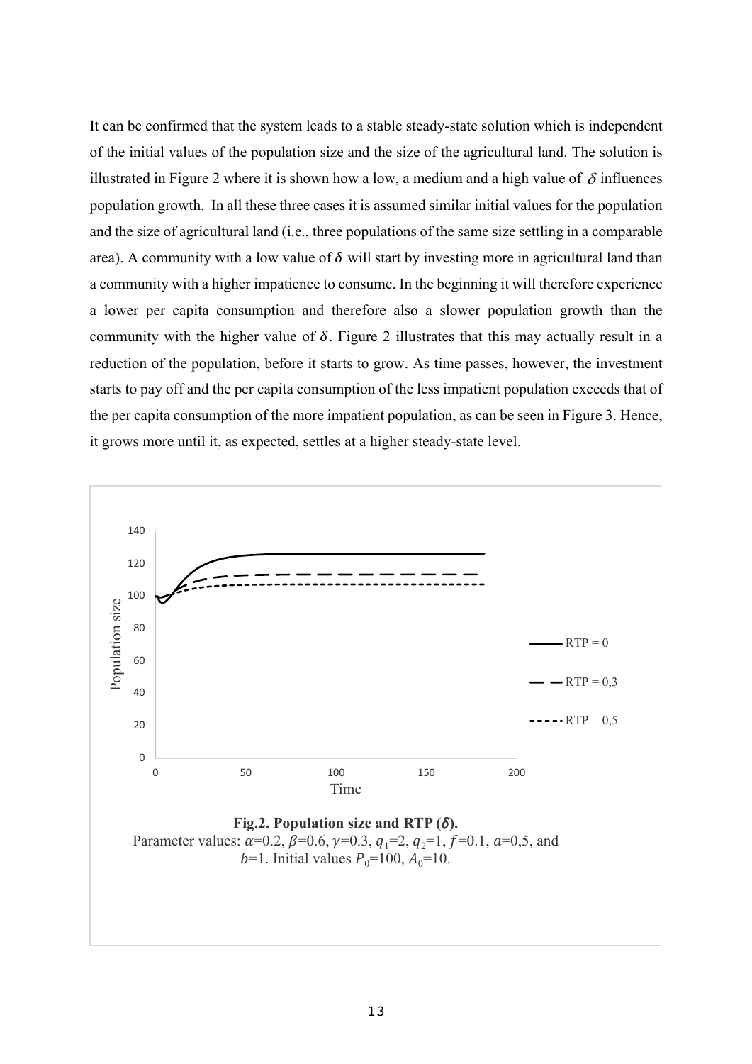It can be confirmed that the system leads to a stable steady-state solution which is independent of the initial values of the population size and the size of the agricultural land. The solution is illustrated in Figure 2 where it is shown how a low, a medium and a high value of $\delta$ influences population growth. In all these three cases it is assumed similar initial values for the population and the size of agricultural land (i.e., three populations of the same size settling in a comparable area). A community with a low value of $\delta$ will start by investing more in agricultural land than a community with a higher impatience to consume. In the beginning it will therefore experience a lower per capita consumption and therefore also a slower population growth than the community with the higher value of $\delta$. Figure 2 illustrates that this may actually result in a reduction of the population, before it starts to grow. As time passes, however, the investment starts to pay off and the per capita consumption of the less impatient population exceeds that of the per capita consumption of the more impatient population, as can be seen in Figure 3. Hence, it grows more until it, as expected, settles at a higher steady-state level.

**Fig.2. Population size and RTP ($\delta$).**
Parameter values: $\alpha$=0.2, $\beta$=0.6, $\gamma$=0.3, $q_1$=2, $q_2$=1, $f$=0.1, $a$=0,5, and $b$=1. Initial values $P_0$=100, $A_0$=10.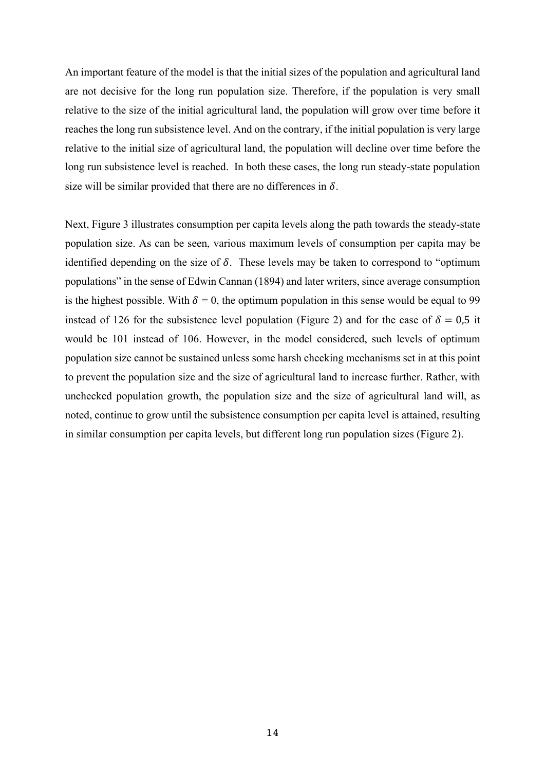An important feature of the model is that the initial sizes of the population and agricultural land are not decisive for the long run population size. Therefore, if the population is very small relative to the size of the initial agricultural land, the population will grow over time before it reaches the long run subsistence level. And on the contrary, if the initial population is very large relative to the initial size of agricultural land, the population will decline over time before the long run subsistence level is reached. In both these cases, the long run steady-state population size will be similar provided that there are no differences in $\delta$.

Next, Figure 3 illustrates consumption per capita levels along the path towards the steady-state population size. As can be seen, various maximum levels of consumption per capita may be identified depending on the size of $\delta$. These levels may be taken to correspond to "optimum populations" in the sense of Edwin Cannan (1894) and later writers, since average consumption is the highest possible. With $\delta = 0$, the optimum population in this sense would be equal to 99 instead of 126 for the subsistence level population (Figure 2) and for the case of $\delta = 0{,}5$ it would be 101 instead of 106. However, in the model considered, such levels of optimum population size cannot be sustained unless some harsh checking mechanisms set in at this point to prevent the population size and the size of agricultural land to increase further. Rather, with unchecked population growth, the population size and the size of agricultural land will, as noted, continue to grow until the subsistence consumption per capita level is attained, resulting in similar consumption per capita levels, but different long run population sizes (Figure 2).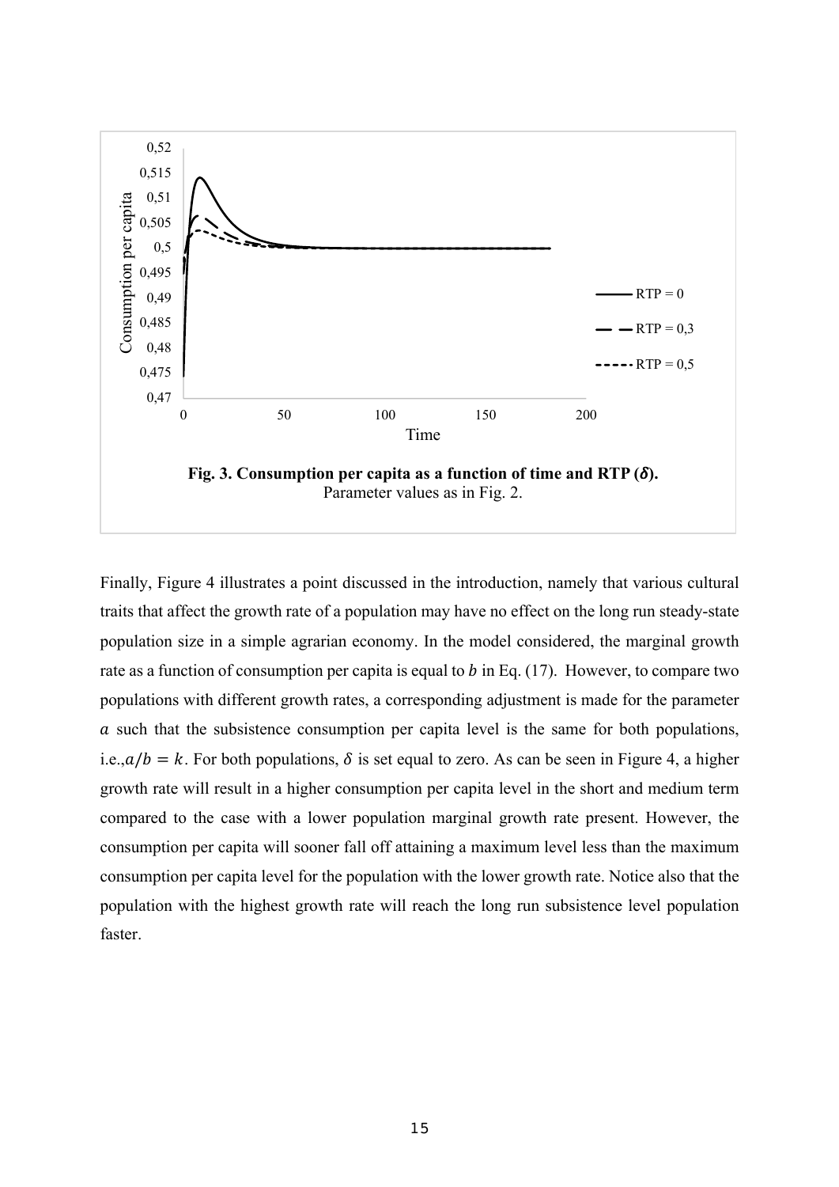**Fig. 3. Consumption per capita as a function of time and RTP ($\delta$).**
Parameter values as in Fig. 2.

Finally, Figure 4 illustrates a point discussed in the introduction, namely that various cultural traits that affect the growth rate of a population may have no effect on the long run steady-state population size in a simple agrarian economy. In the model considered, the marginal growth rate as a function of consumption per capita is equal to $b$ in Eq. (17). However, to compare two populations with different growth rates, a corresponding adjustment is made for the parameter $a$ such that the subsistence consumption per capita level is the same for both populations, i.e.,$a/b = k$. For both populations, $\delta$ is set equal to zero. As can be seen in Figure 4, a higher growth rate will result in a higher consumption per capita level in the short and medium term compared to the case with a lower population marginal growth rate present. However, the consumption per capita will sooner fall off attaining a maximum level less than the maximum consumption per capita level for the population with the lower growth rate. Notice also that the population with the highest growth rate will reach the long run subsistence level population faster.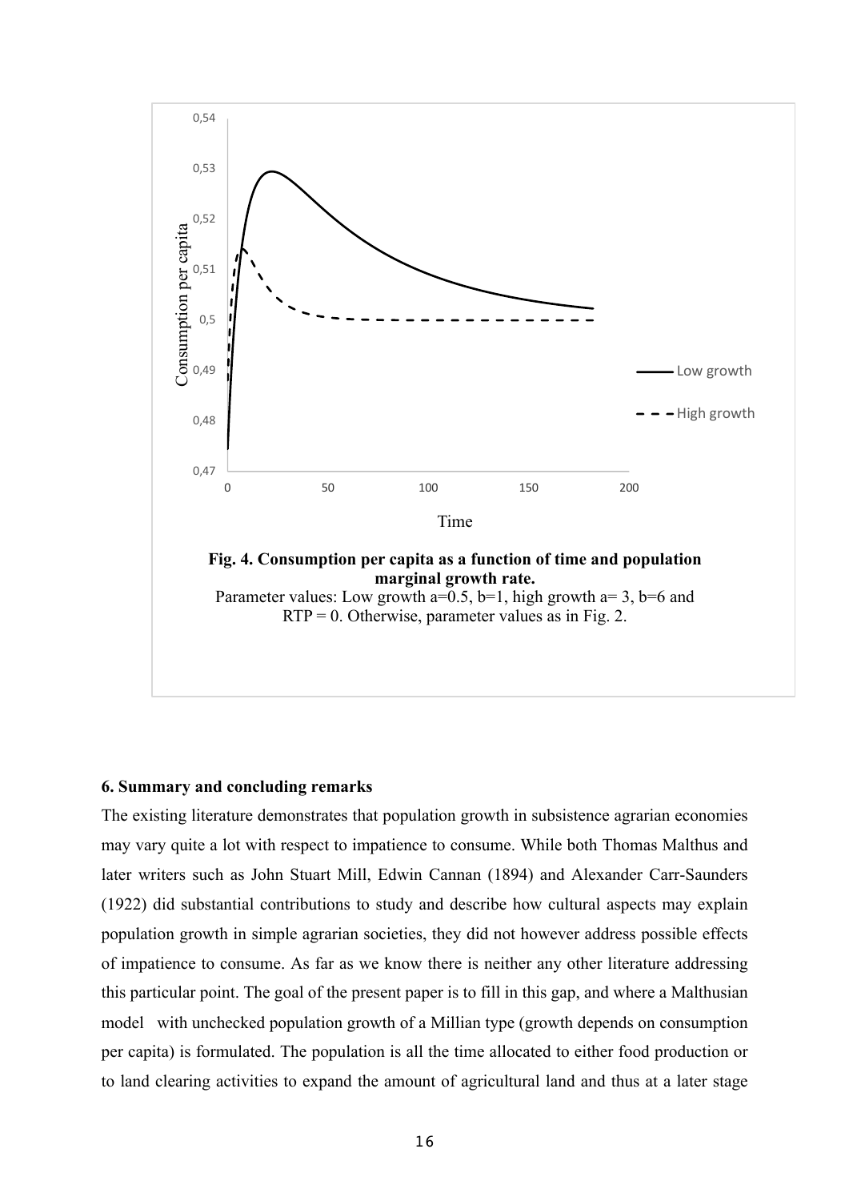**Fig. 4. Consumption per capita as a function of time and population marginal growth rate.**

Parameter values: Low growth a=0.5, b=1, high growth a= 3, b=6 and RTP = 0. Otherwise, parameter values as in Fig. 2.

## 6. Summary and concluding remarks

The existing literature demonstrates that population growth in subsistence agrarian economies may vary quite a lot with respect to impatience to consume. While both Thomas Malthus and later writers such as John Stuart Mill, Edwin Cannan (1894) and Alexander Carr-Saunders (1922) did substantial contributions to study and describe how cultural aspects may explain population growth in simple agrarian societies, they did not however address possible effects of impatience to consume. As far as we know there is neither any other literature addressing this particular point. The goal of the present paper is to fill in this gap, and where a Malthusian model with unchecked population growth of a Millian type (growth depends on consumption per capita) is formulated. The population is all the time allocated to either food production or to land clearing activities to expand the amount of agricultural land and thus at a later stage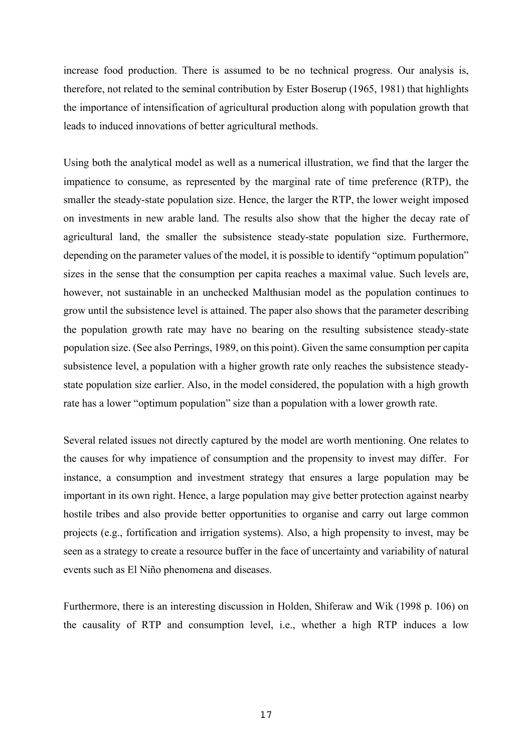increase food production. There is assumed to be no technical progress. Our analysis is, therefore, not related to the seminal contribution by Ester Boserup (1965, 1981) that highlights the importance of intensification of agricultural production along with population growth that leads to induced innovations of better agricultural methods.

Using both the analytical model as well as a numerical illustration, we find that the larger the impatience to consume, as represented by the marginal rate of time preference (RTP), the smaller the steady-state population size. Hence, the larger the RTP, the lower weight imposed on investments in new arable land. The results also show that the higher the decay rate of agricultural land, the smaller the subsistence steady-state population size. Furthermore, depending on the parameter values of the model, it is possible to identify "optimum population" sizes in the sense that the consumption per capita reaches a maximal value. Such levels are, however, not sustainable in an unchecked Malthusian model as the population continues to grow until the subsistence level is attained. The paper also shows that the parameter describing the population growth rate may have no bearing on the resulting subsistence steady-state population size. (See also Perrings, 1989, on this point). Given the same consumption per capita subsistence level, a population with a higher growth rate only reaches the subsistence steady-state population size earlier. Also, in the model considered, the population with a high growth rate has a lower "optimum population" size than a population with a lower growth rate.

Several related issues not directly captured by the model are worth mentioning. One relates to the causes for why impatience of consumption and the propensity to invest may differ. For instance, a consumption and investment strategy that ensures a large population may be important in its own right. Hence, a large population may give better protection against nearby hostile tribes and also provide better opportunities to organise and carry out large common projects (e.g., fortification and irrigation systems). Also, a high propensity to invest, may be seen as a strategy to create a resource buffer in the face of uncertainty and variability of natural events such as El Niño phenomena and diseases.

Furthermore, there is an interesting discussion in Holden, Shiferaw and Wik (1998 p. 106) on the causality of RTP and consumption level, i.e., whether a high RTP induces a low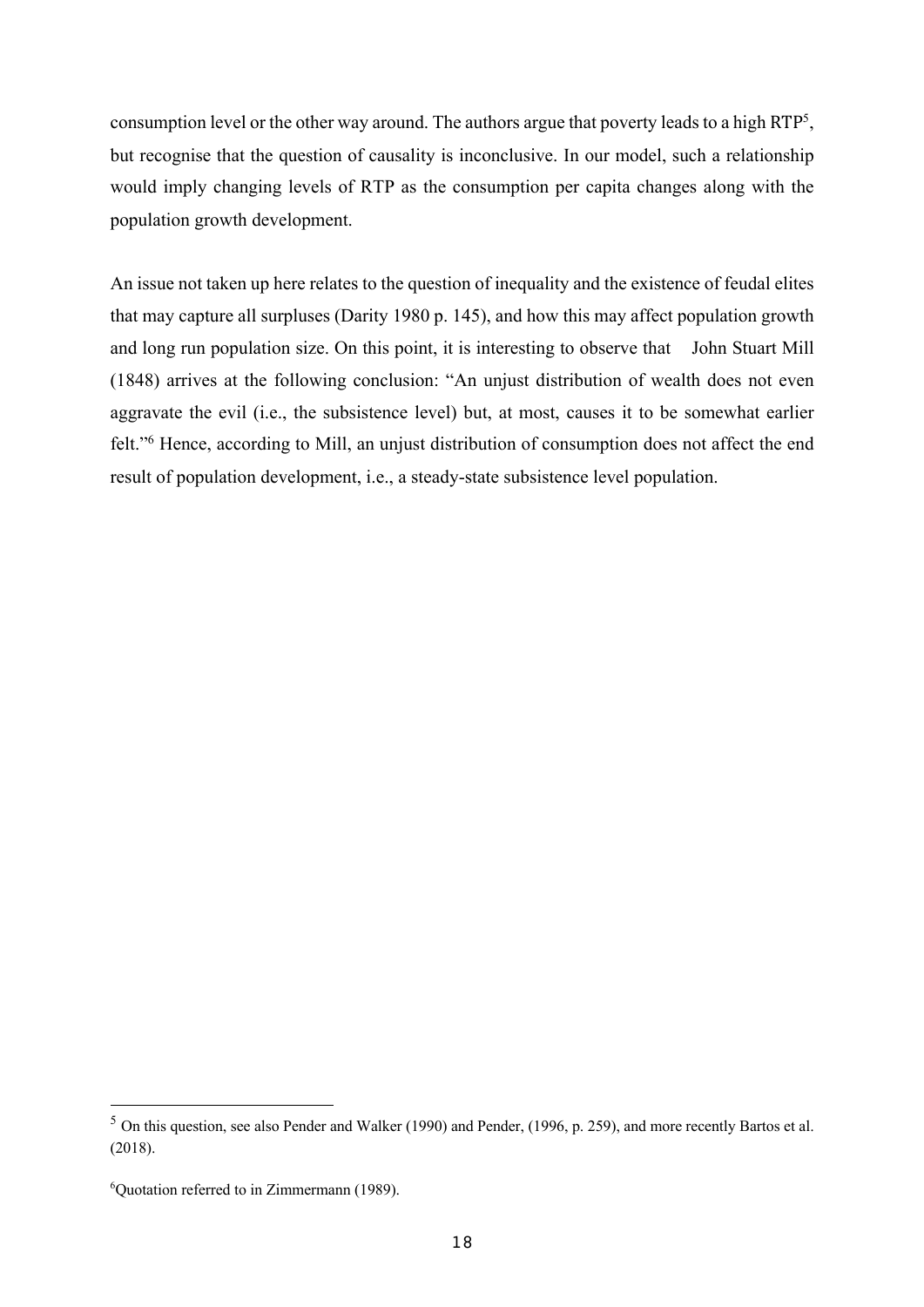consumption level or the other way around. The authors argue that poverty leads to a high RTP[5], but recognise that the question of causality is inconclusive. In our model, such a relationship would imply changing levels of RTP as the consumption per capita changes along with the population growth development.

An issue not taken up here relates to the question of inequality and the existence of feudal elites that may capture all surpluses (Darity 1980 p. 145), and how this may affect population growth and long run population size. On this point, it is interesting to observe that John Stuart Mill (1848) arrives at the following conclusion: "An unjust distribution of wealth does not even aggravate the evil (i.e., the subsistence level) but, at most, causes it to be somewhat earlier felt."[6] Hence, according to Mill, an unjust distribution of consumption does not affect the end result of population development, i.e., a steady-state subsistence level population.

---

[5] On this question, see also Pender and Walker (1990) and Pender, (1996, p. 259), and more recently Bartos et al. (2018).

[6] Quotation referred to in Zimmermann (1989).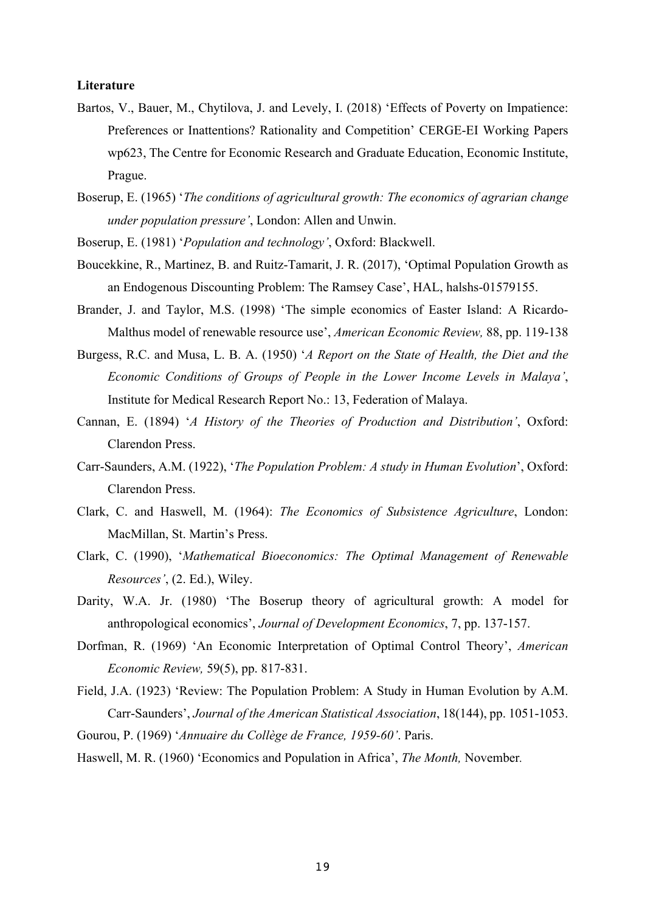**Literature**

Bartos, V., Bauer, M., Chytilova, J. and Levely, I. (2018) 'Effects of Poverty on Impatience: Preferences or Inattentions? Rationality and Competition' CERGE-EI Working Papers wp623, The Centre for Economic Research and Graduate Education, Economic Institute, Prague.

Boserup, E. (1965) '*The conditions of agricultural growth: The economics of agrarian change under population pressure'*, London: Allen and Unwin.

Boserup, E. (1981) '*Population and technology'*, Oxford: Blackwell.

Boucekkine, R., Martinez, B. and Ruitz-Tamarit, J. R. (2017), 'Optimal Population Growth as an Endogenous Discounting Problem: The Ramsey Case', HAL, halshs-01579155.

Brander, J. and Taylor, M.S. (1998) 'The simple economics of Easter Island: A Ricardo-Malthus model of renewable resource use', *American Economic Review,* 88, pp. 119-138

Burgess, R.C. and Musa, L. B. A. (1950) '*A Report on the State of Health, the Diet and the Economic Conditions of Groups of People in the Lower Income Levels in Malaya'*, Institute for Medical Research Report No.: 13, Federation of Malaya.

Cannan, E. (1894) '*A History of the Theories of Production and Distribution'*, Oxford: Clarendon Press.

Carr-Saunders, A.M. (1922), '*The Population Problem: A study in Human Evolution*', Oxford: Clarendon Press.

Clark, C. and Haswell, M. (1964): *The Economics of Subsistence Agriculture*, London: MacMillan, St. Martin's Press.

Clark, C. (1990), '*Mathematical Bioeconomics: The Optimal Management of Renewable Resources'*, (2. Ed.), Wiley.

Darity, W.A. Jr. (1980) 'The Boserup theory of agricultural growth: A model for anthropological economics', *Journal of Development Economics*, 7, pp. 137-157.

Dorfman, R. (1969) 'An Economic Interpretation of Optimal Control Theory', *American Economic Review,* 59(5), pp. 817-831.

Field, J.A. (1923) 'Review: The Population Problem: A Study in Human Evolution by A.M. Carr-Saunders', *Journal of the American Statistical Association*, 18(144), pp. 1051-1053.

Gourou, P. (1969) '*Annuaire du Collège de France, 1959-60'*. Paris.

Haswell, M. R. (1960) 'Economics and Population in Africa', *The Month,* November.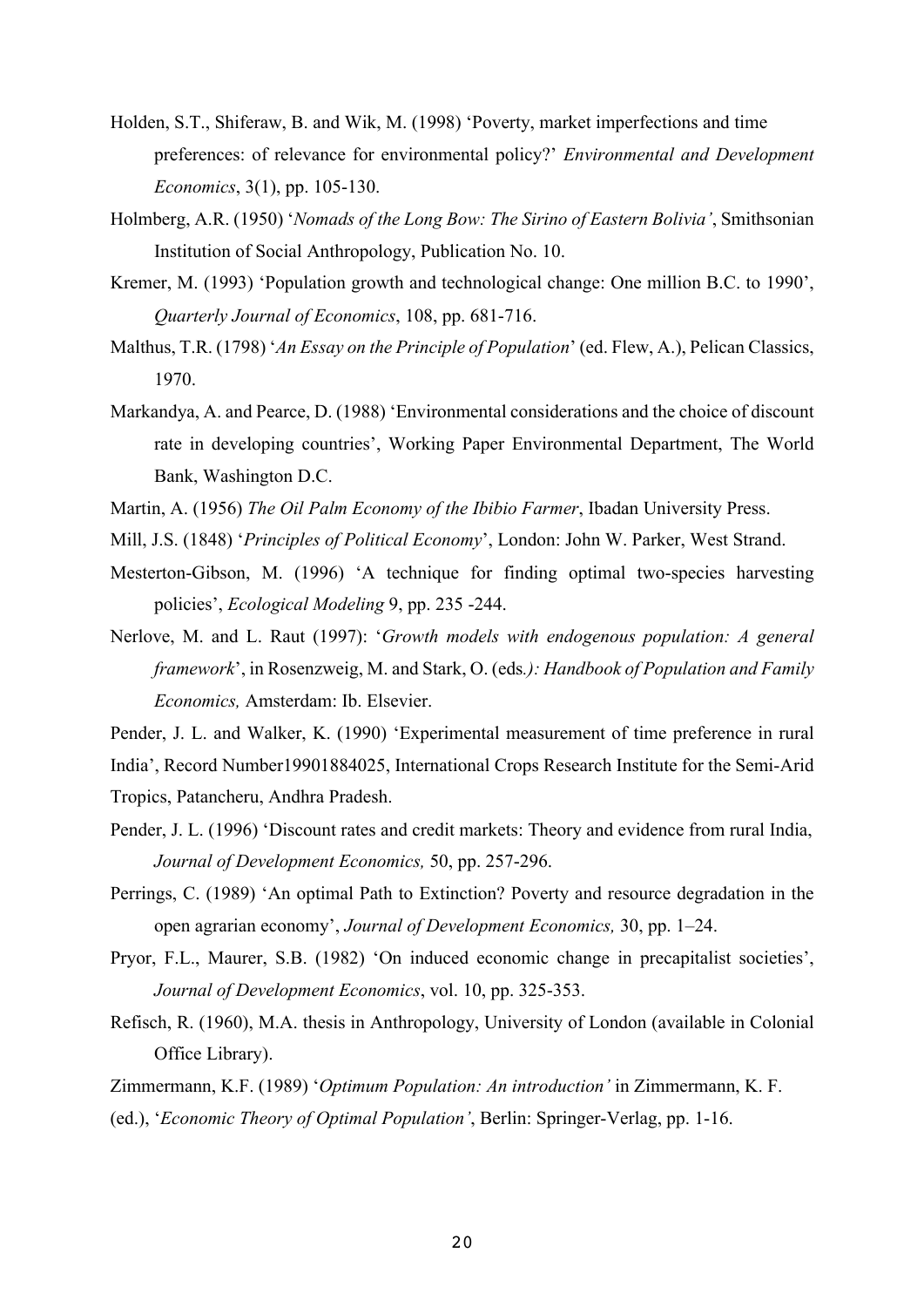Holden, S.T., Shiferaw, B. and Wik, M. (1998) 'Poverty, market imperfections and time preferences: of relevance for environmental policy?' *Environmental and Development Economics*, 3(1), pp. 105-130.

Holmberg, A.R. (1950) '*Nomads of the Long Bow: The Sirino of Eastern Bolivia'*, Smithsonian Institution of Social Anthropology, Publication No. 10.

Kremer, M. (1993) 'Population growth and technological change: One million B.C. to 1990', *Quarterly Journal of Economics*, 108, pp. 681-716.

Malthus, T.R. (1798) '*An Essay on the Principle of Population*' (ed. Flew, A.), Pelican Classics, 1970.

Markandya, A. and Pearce, D. (1988) 'Environmental considerations and the choice of discount rate in developing countries', Working Paper Environmental Department, The World Bank, Washington D.C.

Martin, A. (1956) *The Oil Palm Economy of the Ibibio Farmer*, Ibadan University Press.

Mill, J.S. (1848) '*Principles of Political Economy*', London: John W. Parker, West Strand.

Mesterton-Gibson, M. (1996) 'A technique for finding optimal two-species harvesting policies', *Ecological Modeling* 9, pp. 235 -244.

Nerlove, M. and L. Raut (1997): '*Growth models with endogenous population: A general framework*', in Rosenzweig, M. and Stark, O. (eds*.): Handbook of Population and Family Economics,* Amsterdam: Ib. Elsevier.

Pender, J. L. and Walker, K. (1990) 'Experimental measurement of time preference in rural India', Record Number19901884025, International Crops Research Institute for the Semi-Arid Tropics, Patancheru, Andhra Pradesh.

Pender, J. L. (1996) 'Discount rates and credit markets: Theory and evidence from rural India, *Journal of Development Economics,* 50, pp. 257-296.

Perrings, C. (1989) 'An optimal Path to Extinction? Poverty and resource degradation in the open agrarian economy', *Journal of Development Economics,* 30, pp. 1–24.

Pryor, F.L., Maurer, S.B. (1982) 'On induced economic change in precapitalist societies', *Journal of Development Economics*, vol. 10, pp. 325-353.

Refisch, R. (1960), M.A. thesis in Anthropology, University of London (available in Colonial Office Library).

Zimmermann, K.F. (1989) '*Optimum Population: An introduction'* in Zimmermann, K. F. (ed.), '*Economic Theory of Optimal Population'*, Berlin: Springer-Verlag, pp. 1-16.